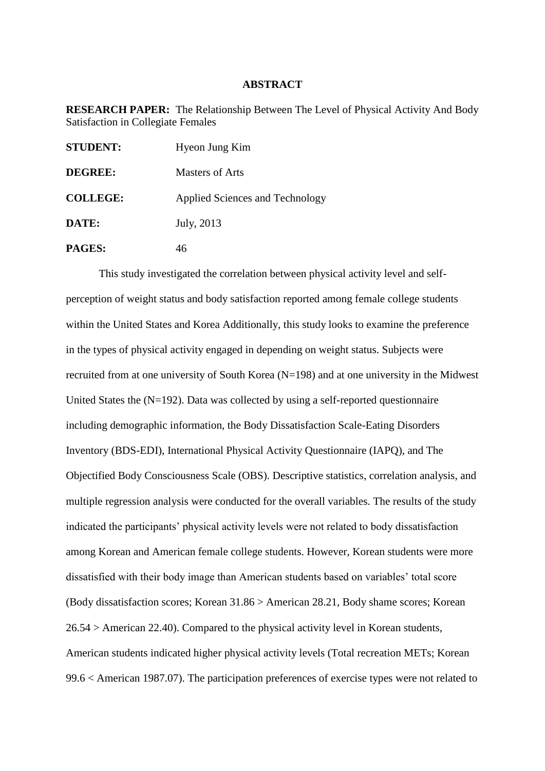## ABSTRACT

**RESEARCH PAPER:** The Relationship Between The Level of Physical Activity And Body Satisfaction in Collegiate Females

**STUDENT:** Hyeon Jung Kim

**DEGREE:** Masters of Arts

**COLLEGE:** Applied Sciences and Technology

**DATE:** July, 2013

**PAGES:** 46

This study investigated the correlation between physical activity level and self-perception of weight status and body satisfaction reported among female college students within the United States and Korea Additionally, this study looks to examine the preference in the types of physical activity engaged in depending on weight status. Subjects were recruited from at one university of South Korea (N=198) and at one university in the Midwest United States the (N=192). Data was collected by using a self-reported questionnaire including demographic information, the Body Dissatisfaction Scale-Eating Disorders Inventory (BDS-EDI), International Physical Activity Questionnaire (IAPQ), and The Objectified Body Consciousness Scale (OBS). Descriptive statistics, correlation analysis, and multiple regression analysis were conducted for the overall variables. The results of the study indicated the participants' physical activity levels were not related to body dissatisfaction among Korean and American female college students. However, Korean students were more dissatisfied with their body image than American students based on variables' total score (Body dissatisfaction scores; Korean 31.86 > American 28.21, Body shame scores; Korean 26.54 > American 22.40). Compared to the physical activity level in Korean students, American students indicated higher physical activity levels (Total recreation METs; Korean 99.6 < American 1987.07). The participation preferences of exercise types were not related to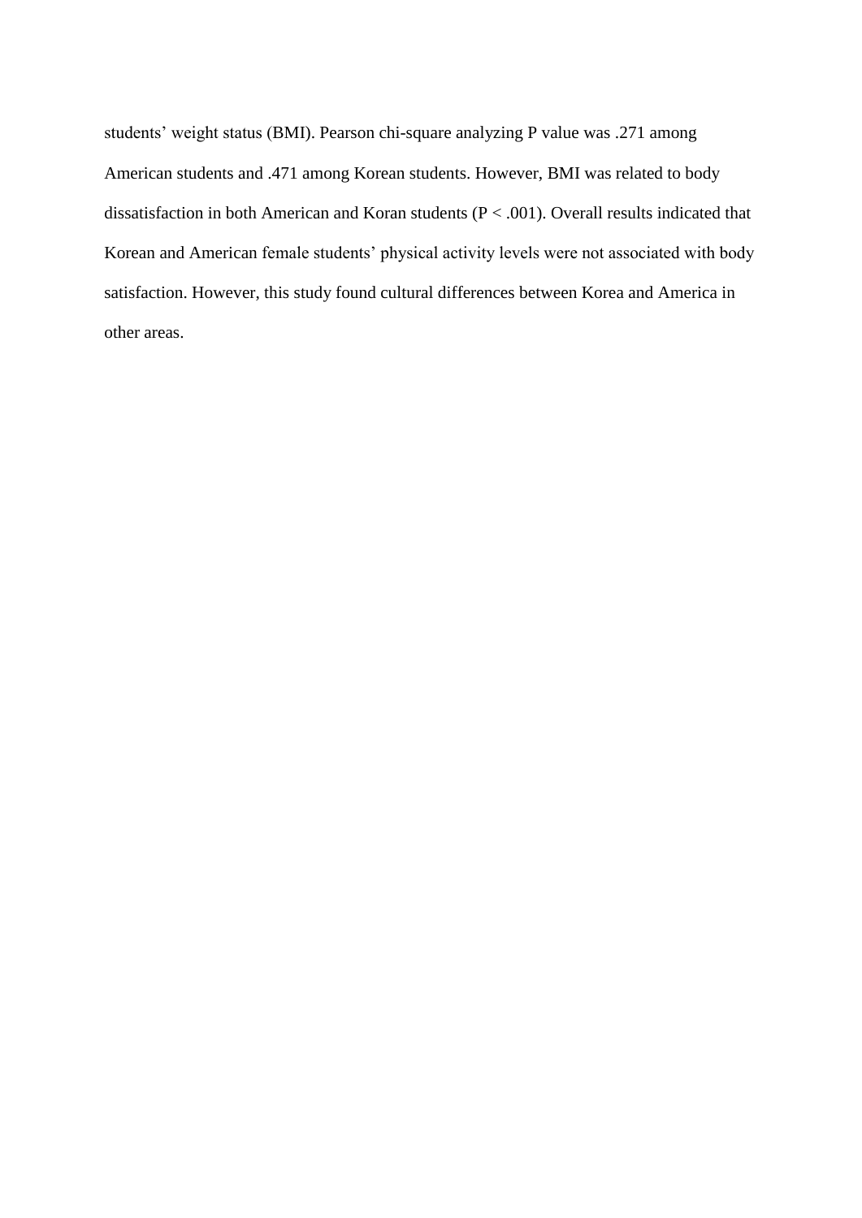students' weight status (BMI). Pearson chi-square analyzing P value was .271 among American students and .471 among Korean students. However, BMI was related to body dissatisfaction in both American and Koran students ($P < .001$). Overall results indicated that Korean and American female students' physical activity levels were not associated with body satisfaction. However, this study found cultural differences between Korea and America in other areas.